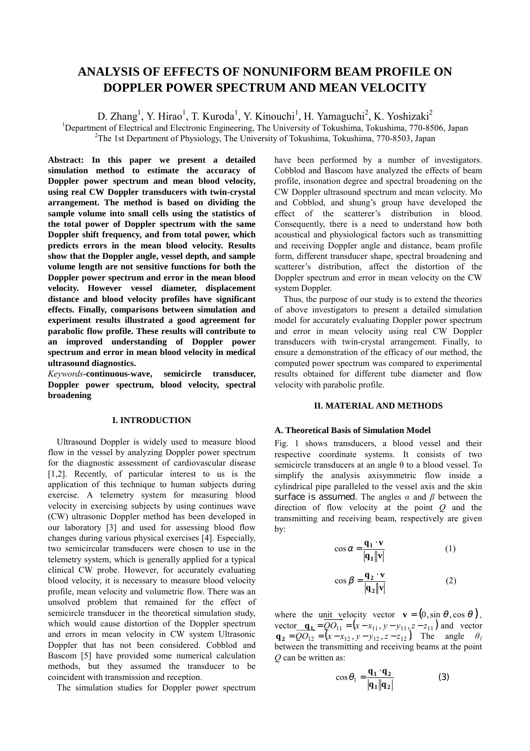# ANALYSIS OF EFFECTS OF NONUNIFORM BEAM PROFILE ON DOPPLER POWER SPECTRUM AND MEAN VELOCITY

D. Zhang[1], Y. Hirao[1], T. Kuroda[1], Y. Kinouchi[1], H. Yamaguchi[2], K. Yoshizaki[2]

[1]Department of Electrical and Electronic Engineering, The University of Tokushima, Tokushima, 770-8506, Japan

[2]The 1st Department of Physiology, The University of Tokushima, Tokushima, 770-8503, Japan

**Abstract: In this paper we present a detailed simulation method to estimate the accuracy of Doppler power spectrum and mean blood velocity, using real CW Doppler transducers with twin-crystal arrangement. The method is based on dividing the sample volume into small cells using the statistics of the total power of Doppler spectrum with the same Doppler shift frequency, and from total power, which predicts errors in the mean blood velocity. Results show that the Doppler angle, vessel depth, and sample volume length are not sensitive functions for both the Doppler power spectrum and error in the mean blood velocity. However vessel diameter, displacement distance and blood velocity profiles have significant effects. Finally, comparisons between simulation and experiment results illustrated a good agreement for parabolic flow profile. These results will contribute to an improved understanding of Doppler power spectrum and error in mean blood velocity in medical ultrasound diagnostics.**

*Keywords*-**continuous-wave, semicircle transducer, Doppler power spectrum, blood velocity, spectral broadening**

## I. INTRODUCTION

Ultrasound Doppler is widely used to measure blood flow in the vessel by analyzing Doppler power spectrum for the diagnostic assessment of cardiovascular disease [1,2]. Recently, of particular interest to us is the application of this technique to human subjects during exercise. A telemetry system for measuring blood velocity in exercising subjects by using continues wave (CW) ultrasonic Doppler method has been developed in our laboratory [3] and used for assessing blood flow changes during various physical exercises [4]. Especially, two semicircular transducers were chosen to use in the telemetry system, which is generally applied for a typical clinical CW probe. However, for accurately evaluating blood velocity, it is necessary to measure blood velocity profile, mean velocity and volumetric flow. There was an unsolved problem that remained for the effect of semicircle transducer in the theoretical simulation study, which would cause distortion of the Doppler spectrum and errors in mean velocity in CW system Ultrasonic Doppler that has not been considered. Cobblod and Bascom [5] have provided some numerical calculation methods, but they assumed the transducer to be coincident with transmission and reception.

The simulation studies for Doppler power spectrum have been performed by a number of investigators. Cobblod and Bascom have analyzed the effects of beam profile, insonation degree and spectral broadening on the CW Doppler ultrasound spectrum and mean velocity. Mo and Cobblod, and shung's group have developed the effect of the scatterer's distribution in blood. Consequently, there is a need to understand how both acoustical and physiological factors such as transmitting and receiving Doppler angle and distance, beam profile form, different transducer shape, spectral broadening and scatterer's distribution, affect the distortion of the Doppler spectrum and error in mean velocity on the CW system Doppler.

Thus, the purpose of our study is to extend the theories of above investigators to present a detailed simulation model for accurately evaluating Doppler power spectrum and error in mean velocity using real CW Doppler transducers with twin-crystal arrangement. Finally, to ensure a demonstration of the efficacy of our method, the computed power spectrum was compared to experimental results obtained for different tube diameter and flow velocity with parabolic profile.

## II. MATERIAL AND METHODS

### A. Theoretical Basis of Simulation Model

Fig. 1 shows transducers, a blood vessel and their respective coordinate systems. It consists of two semicircle transducers at an angle θ to a blood vessel. To simplify the analysis axisymmetric flow inside a cylindrical pipe paralleled to the vessel axis and the skin surface is assumed. The angles $\alpha$ and $\beta$ between the direction of flow velocity at the point $Q$ and the transmitting and receiving beam, respectively are given by:

$$\cos\alpha = \frac{\mathbf{q_1} \cdot \mathbf{v}}{|\mathbf{q_1}||\mathbf{v}|} \qquad (1)$$

$$\cos\beta = \frac{\mathbf{q_2} \cdot \mathbf{v}}{|\mathbf{q_2}||\mathbf{v}|} \qquad (2)$$

where the unit velocity vector $\mathbf{v} = (0, \sin\theta, \cos\theta)$, vector $\mathbf{q_1} = \overrightarrow{QO_{11}} = (x - x_{11}, y - y_{11}, z - z_{11})$ and vector $\mathbf{q_2} = \overrightarrow{QO_{12}} = (x - x_{12}, y - y_{12}, z - z_{12})$. The angle $\theta_1$ between the transmitting and receiving beams at the point $Q$ can be written as:

$$\cos\theta_1 = \frac{\mathbf{q_1} \cdot \mathbf{q_2}}{|\mathbf{q_1}||\mathbf{q_2}|} \qquad (3)$$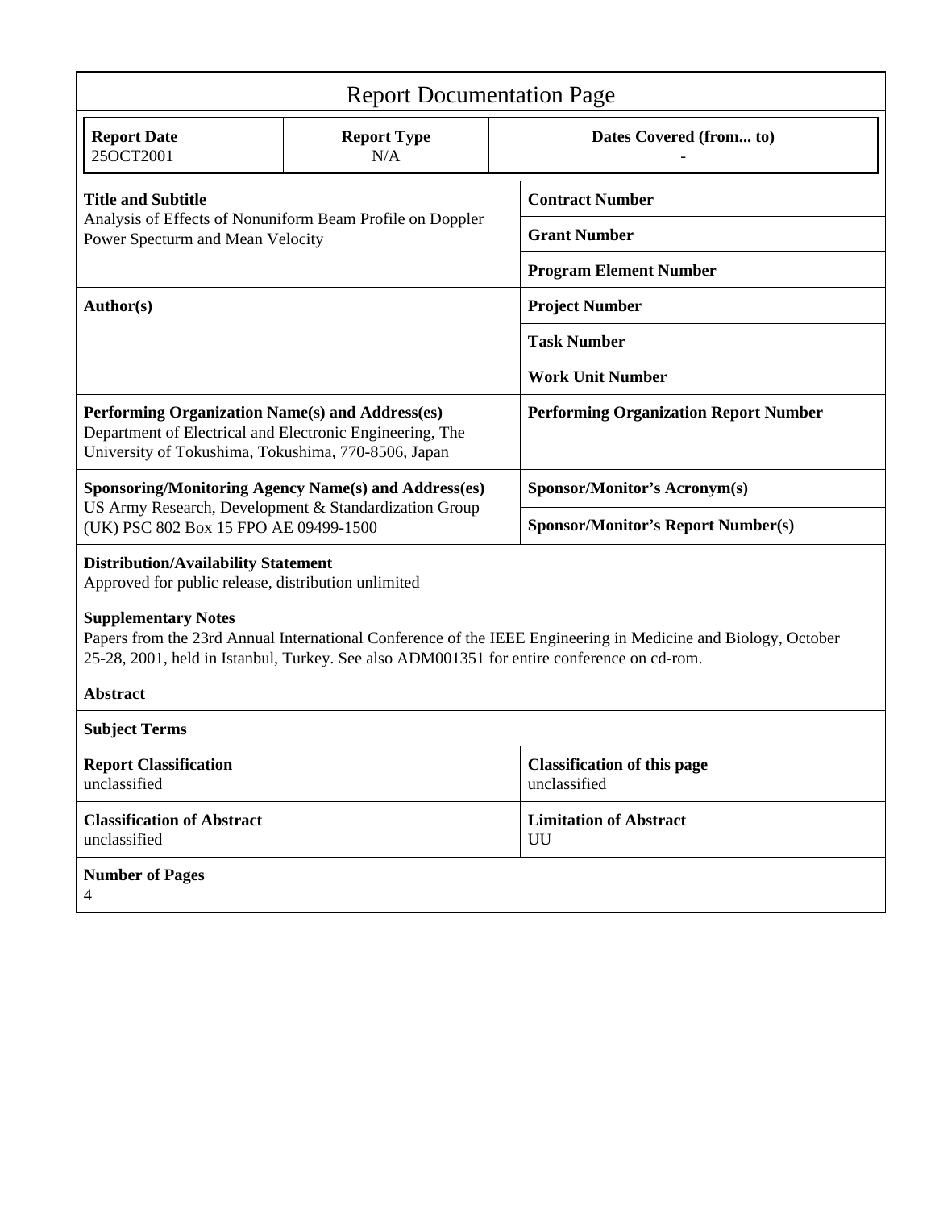# Report Documentation Page

| Report Date | Report Type | Dates Covered (from... to) |
|---|---|---|
| 25OCT2001 | N/A | - |

| | |
|---|---|
| **Title and Subtitle**<br>Analysis of Effects of Nonuniform Beam Profile on Doppler Power Specturm and Mean Velocity | **Contract Number** |
| | **Grant Number** |
| | **Program Element Number** |
| **Author(s)** | **Project Number** |
| | **Task Number** |
| | **Work Unit Number** |
| **Performing Organization Name(s) and Address(es)**<br>Department of Electrical and Electronic Engineering, The University of Tokushima, Tokushima, 770-8506, Japan | **Performing Organization Report Number** |
| **Sponsoring/Monitoring Agency Name(s) and Address(es)**<br>US Army Research, Development & Standardization Group (UK) PSC 802 Box 15 FPO AE 09499-1500 | **Sponsor/Monitor's Acronym(s)** |
| | **Sponsor/Monitor's Report Number(s)** |

**Distribution/Availability Statement**
Approved for public release, distribution unlimited

**Supplementary Notes**
Papers from the 23rd Annual International Conference of the IEEE Engineering in Medicine and Biology, October 25-28, 2001, held in Istanbul, Turkey. See also ADM001351 for entire conference on cd-rom.

**Abstract**

**Subject Terms**

| | |
|---|---|
| **Report Classification**<br>unclassified | **Classification of this page**<br>unclassified |
| **Classification of Abstract**<br>unclassified | **Limitation of Abstract**<br>UU |

**Number of Pages**
4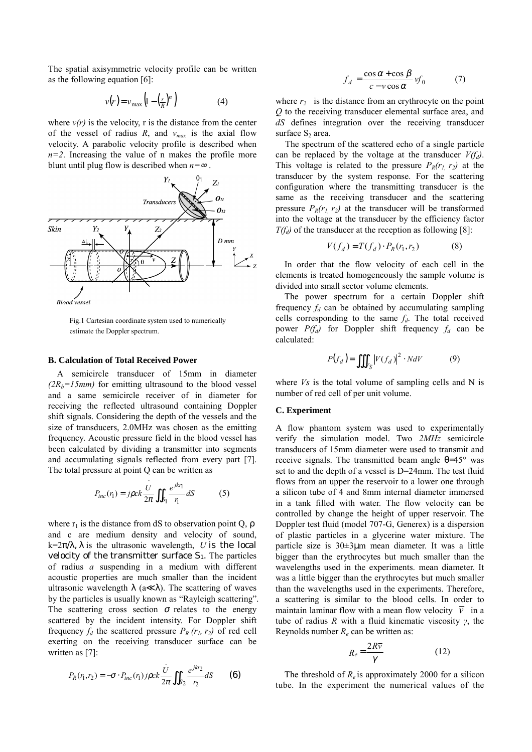The spatial axisymmetric velocity profile can be written as the following equation [6]:

$$v(r) = v_{\max}\left(1 - \left(\tfrac{r}{R}\right)^n\right) \qquad (4)$$

where $v(r)$ is the velocity, r is the distance from the center of the vessel of radius $R$, and $v_{max}$ is the axial flow velocity. A parabolic velocity profile is described when $n=2$. Increasing the value of n makes the profile more blunt until plug flow is described when $n=\infty$.

Fig.1 Cartesian coordinate system used to numerically estimate the Doppler spectrum.

### B. Calculation of Total Received Power

A semicircle transducer of 15mm in diameter $(2R_b=15mm)$ for emitting ultrasound to the blood vessel and a same semicircle receiver of in diameter for receiving the reflected ultrasound containing Doppler shift signals. Considering the depth of the vessels and the size of transducers, 2.0MHz was chosen as the emitting frequency. Acoustic pressure field in the blood vessel has been calculated by dividing a transmitter into segments and accumulating signals reflected from every part [7]. The total pressure at point Q can be written as

$$P_{inc}(r_1) = j\rho ck\frac{\dot{U}}{2\pi}\iint_{S_1}\frac{e^{jkr_1}}{r_1}dS \qquad (5)$$

where $r_1$ is the distance from dS to observation point Q, ρ and c are medium density and velocity of sound, $k=2\pi/\lambda$, λ is the ultrasonic wavelength, $U$ is the local velocity of the transmitter surface $S_1$. The particles of radius $a$ suspending in a medium with different acoustic properties are much smaller than the incident ultrasonic wavelength λ ($a \ll \lambda$). The scattering of waves by the particles is usually known as "Rayleigh scattering". The scattering cross section $\sigma$ relates to the energy scattered by the incident intensity. For Doppler shift frequency $f_d$ the scattered pressure $P_R(r_1, r_2)$ of red cell exerting on the receiving transducer surface can be written as [7]:

$$P_R(r_1, r_2) = -\sigma\cdot P_{inc}(r_1)\, j\rho ck\frac{\dot{U}}{2\pi}\iint_{S_2}\frac{e^{jkr_2}}{r_2}dS \qquad (6)$$

$$f_d = \frac{\cos\alpha + \cos\beta}{c - v\cos\alpha}vf_0 \qquad (7)$$

where $r_2$ is the distance from an erythrocyte on the point $Q$ to the receiving transducer elemental surface area, and $dS$ defines integration over the receiving transducer surface $S_2$ area.

The spectrum of the scattered echo of a single particle can be replaced by the voltage at the transducer $V(f_d)$. This voltage is related to the pressure $P_R(r_1, r_2)$ at the transducer by the system response. For the scattering configuration where the transmitting transducer is the same as the receiving transducer and the scattering pressure $P_R(r_1, r_2)$ at the transducer will be transformed into the voltage at the transducer by the efficiency factor $T(f_d)$ of the transducer at the reception as following [8]:

$$V(f_d) = T(f_d)\cdot P_R(r_1, r_2) \qquad (8)$$

In order that the flow velocity of each cell in the elements is treated homogeneously the sample volume is divided into small sector volume elements.

The power spectrum for a certain Doppler shift frequency $f_d$ can be obtained by accumulating sampling cells corresponding to the same $f_d$. The total received power $P(f_d)$ for Doppler shift frequency $f_d$ can be calculated:

$$P(f_d) = \iiint_{V_S}\left|V(f_d)\right|^2\cdot N dV \qquad (9)$$

where $Vs$ is the total volume of sampling cells and N is number of red cell of per unit volume.

### C. Experiment

A flow phantom system was used to experimentally verify the simulation model. Two *2MHz* semicircle transducers of 15mm diameter were used to transmit and receive signals. The transmitted beam angle θ=45° was set to and the depth of a vessel is D=24mm. The test fluid flows from an upper the reservoir to a lower one through a silicon tube of 4 and 8mm internal diameter immersed in a tank filled with water. The flow velocity can be controlled by change the height of upper reservoir. The Doppler test fluid (model 707-G, Generex) is a dispersion of plastic particles in a glycerine water mixture. The particle size is 30±3μm mean diameter. It was a little bigger than the erythrocytes but much smaller than the wavelengths used in the experiments. mean diameter. It was a little bigger than the erythrocytes but much smaller than the wavelengths used in the experiments. Therefore, a scattering is similar to the blood cells. In order to maintain laminar flow with a mean flow velocity $\bar{v}$ in a tube of radius $R$ with a fluid kinematic viscosity $\gamma$, the Reynolds number $R_e$ can be written as:

$$R_e = \frac{2R\bar{v}}{\gamma} \qquad (12)$$

The threshold of $R_e$ is approximately 2000 for a silicon tube. In the experiment the numerical values of the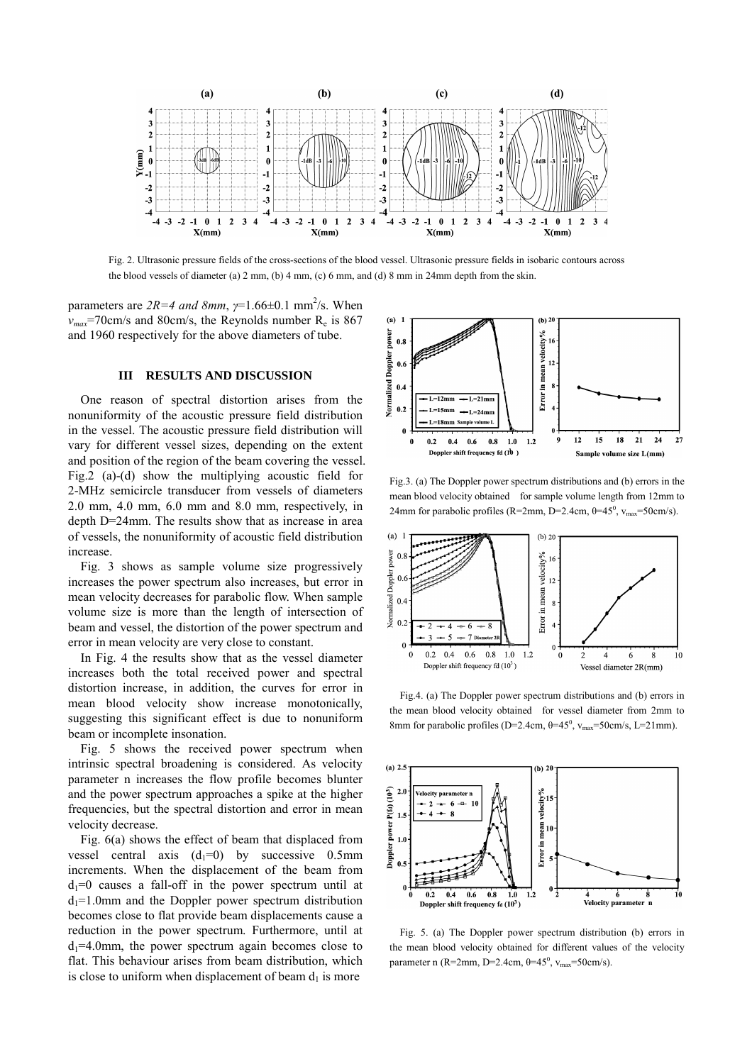Fig. 2. Ultrasonic pressure fields of the cross-sections of the blood vessel. Ultrasonic pressure fields in isobaric contours across the blood vessels of diameter (a) 2 mm, (b) 4 mm, (c) 6 mm, and (d) 8 mm in 24mm depth from the skin.

parameters are $2R=4$ *and* $8mm$, $\gamma$=1.66±0.1 mm$^2$/s. When $v_{max}$=70cm/s and 80cm/s, the Reynolds number $R_e$ is 867 and 1960 respectively for the above diameters of tube.

## III RESULTS AND DISCUSSION

One reason of spectral distortion arises from the nonuniformity of the acoustic pressure field distribution in the vessel. The acoustic pressure field distribution will vary for different vessel sizes, depending on the extent and position of the region of the beam covering the vessel. Fig.2 (a)-(d) show the multiplying acoustic field for 2-MHz semicircle transducer from vessels of diameters 2.0 mm, 4.0 mm, 6.0 mm and 8.0 mm, respectively, in depth D=24mm. The results show that as increase in area of vessels, the nonuniformity of acoustic field distribution increase.

Fig. 3 shows as sample volume size progressively increases the power spectrum also increases, but error in mean velocity decreases for parabolic flow. When sample volume size is more than the length of intersection of beam and vessel, the distortion of the power spectrum and error in mean velocity are very close to constant.

In Fig. 4 the results show that as the vessel diameter increases both the total received power and spectral distortion increase, in addition, the curves for error in mean blood velocity show increase monotonically, suggesting this significant effect is due to nonuniform beam or incomplete insonation.

Fig. 5 shows the received power spectrum when intrinsic spectral broadening is considered. As velocity parameter n increases the flow profile becomes blunter and the power spectrum approaches a spike at the higher frequencies, but the spectral distortion and error in mean velocity decrease.

Fig. 6(a) shows the effect of beam that displaced from vessel central axis ($d_1$=0) by successive 0.5mm increments. When the displacement of the beam from $d_1$=0 causes a fall-off in the power spectrum until at $d_1$=1.0mm and the Doppler power spectrum distribution becomes close to flat provide beam displacements cause a reduction in the power spectrum. Furthermore, until at $d_1$=4.0mm, the power spectrum again becomes close to flat. This behaviour arises from beam distribution, which is close to uniform when displacement of beam $d_1$ is more

Fig.3. (a) The Doppler power spectrum distributions and (b) errors in the mean blood velocity obtained for sample volume length from 12mm to 24mm for parabolic profiles (R=2mm, D=2.4cm, θ=45$^0$, $v_{max}$=50cm/s).

Fig.4. (a) The Doppler power spectrum distributions and (b) errors in the mean blood velocity obtained for vessel diameter from 2mm to 8mm for parabolic profiles (D=2.4cm, θ=45$^0$, $v_{max}$=50cm/s, L=21mm).

Fig. 5. (a) The Doppler power spectrum distribution (b) errors in the mean blood velocity obtained for different values of the velocity parameter n (R=2mm, D=2.4cm, θ=45$^0$, $v_{max}$=50cm/s).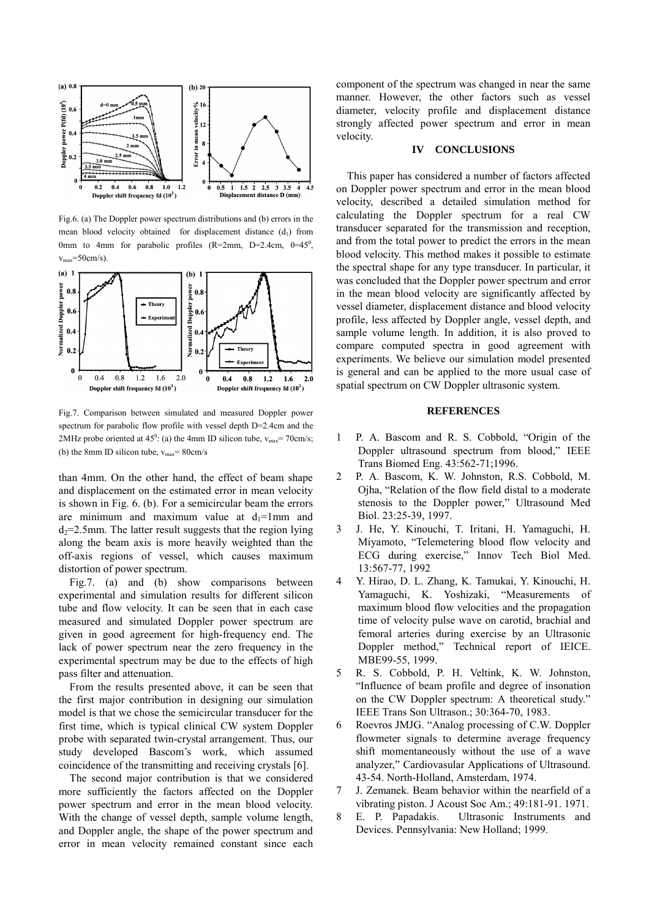(a) 0.8

Doppler power P(fd) ($10^3$)

d=0 mm, 0.5 mm, 1mm, 1.5 mm, 2 mm, 2.5 mm, 3.0 mm, 3.5 mm, 4 mm

Doppler shift frequency fd ($10^3$)

(b) 20

Error in mean velocity%

Displacement distance D (mm)

Fig.6. (a) The Doppler power spectrum distributions and (b) errors in the mean blood velocity obtained for displacement distance ($d_1$) from 0mm to 4mm for parabolic profiles (R=2mm, D=2.4cm, θ=45⁰, $v_{max}$=50cm/s).

(a) 1

Normalized Doppler power

Theory

Experiment

Doppler shift frequency fd ($10^3$)

(b) 1

Normalized Doppler power

Theory

Experiment

Doppler shift frequency fd ($10^3$)

Fig.7. Comparison between simulated and measured Doppler power spectrum for parabolic flow profile with vessel depth D=2.4cm and the 2MHz probe oriented at 45⁰: (a) the 4mm ID silicon tube, $v_{max}$= 70cm/s; (b) the 8mm ID silicon tube, $v_{max}$= 80cm/s

than 4mm. On the other hand, the effect of beam shape and displacement on the estimated error in mean velocity is shown in Fig. 6. (b). For a semicircular beam the errors are minimum and maximum value at $d_1$=1mm and $d_2$=2.5mm. The latter result suggests that the region lying along the beam axis is more heavily weighted than the off-axis regions of vessel, which causes maximum distortion of power spectrum.

Fig.7. (a) and (b) show comparisons between experimental and simulation results for different silicon tube and flow velocity. It can be seen that in each case measured and simulated Doppler power spectrum are given in good agreement for high-frequency end. The lack of power spectrum near the zero frequency in the experimental spectrum may be due to the effects of high pass filter and attenuation.

From the results presented above, it can be seen that the first major contribution in designing our simulation model is that we chose the semicircular transducer for the first time, which is typical clinical CW system Doppler probe with separated twin-crystal arrangement. Thus, our study developed Bascom's work, which assumed coincidence of the transmitting and receiving crystals [6].

The second major contribution is that we considered more sufficiently the factors affected on the Doppler power spectrum and error in the mean blood velocity. With the change of vessel depth, sample volume length, and Doppler angle, the shape of the power spectrum and error in mean velocity remained constant since each component of the spectrum was changed in near the same manner. However, the other factors such as vessel diameter, velocity profile and displacement distance strongly affected power spectrum and error in mean velocity.

## IV CONCLUSIONS

This paper has considered a number of factors affected on Doppler power spectrum and error in the mean blood velocity, described a detailed simulation method for calculating the Doppler spectrum for a real CW transducer separated for the transmission and reception, and from the total power to predict the errors in the mean blood velocity. This method makes it possible to estimate the spectral shape for any type transducer. In particular, it was concluded that the Doppler power spectrum and error in the mean blood velocity are significantly affected by vessel diameter, displacement distance and blood velocity profile, less affected by Doppler angle, vessel depth, and sample volume length. In addition, it is also proved to compare computed spectra in good agreement with experiments. We believe our simulation model presented is general and can be applied to the more usual case of spatial spectrum on CW Doppler ultrasonic system.

## REFERENCES

1. P. A. Bascom and R. S. Cobbold, "Origin of the Doppler ultrasound spectrum from blood," IEEE Trans Biomed Eng. 43:562-71;1996.
2. P. A. Bascom, K. W. Johnston, R.S. Cobbold, M. Ojha, "Relation of the flow field distal to a moderate stenosis to the Doppler power," Ultrasound Med Biol. 23:25-39, 1997.
3. J. He, Y. Kinouchi, T. Iritani, H. Yamaguchi, H. Miyamoto, "Telemetering blood flow velocity and ECG during exercise," Innov Tech Biol Med. 13:567-77, 1992
4. Y. Hirao, D. L. Zhang, K. Tamukai, Y. Kinouchi, H. Yamaguchi, K. Yoshizaki, "Measurements of maximum blood flow velocities and the propagation time of velocity pulse wave on carotid, brachial and femoral arteries during exercise by an Ultrasonic Doppler method," Technical report of IEICE. MBE99-55, 1999.
5. R. S. Cobbold, P. H. Veltink, K. W. Johnston, "Influence of beam profile and degree of insonation on the CW Doppler spectrum: A theoretical study." IEEE Trans Son Ultrason.; 30:364-70, 1983.
6. Roevros JMJG. "Analog processing of C.W. Doppler flowmeter signals to determine average frequency shift momentaneously without the use of a wave analyzer," Cardiovasular Applications of Ultrasound. 43-54. North-Holland, Amsterdam, 1974.
7. J. Zemanek. Beam behavior within the nearfield of a vibrating piston. J Acoust Soc Am.; 49:181-91. 1971.
8. E. P. Papadakis. Ultrasonic Instruments and Devices. Pennsylvania: New Holland; 1999.